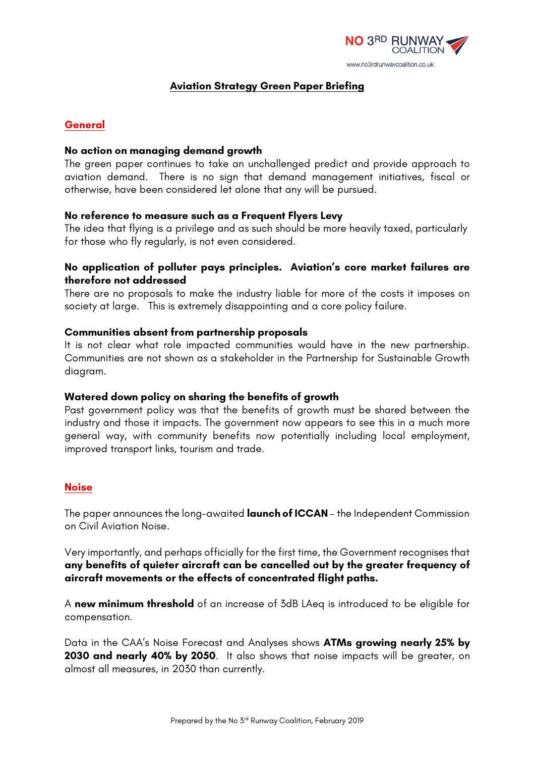# Aviation Strategy Green Paper Briefing

## General

**No action on managing demand growth**

The green paper continues to take an unchallenged predict and provide approach to aviation demand. There is no sign that demand management initiatives, fiscal or otherwise, have been considered let alone that any will be pursued.

**No reference to measure such as a Frequent Flyers Levy**

The idea that flying is a privilege and as such should be more heavily taxed, particularly for those who fly regularly, is not even considered.

**No application of polluter pays principles. Aviation's core market failures are therefore not addressed**

There are no proposals to make the industry liable for more of the costs it imposes on society at large. This is extremely disappointing and a core policy failure.

**Communities absent from partnership proposals**

It is not clear what role impacted communities would have in the new partnership. Communities are not shown as a stakeholder in the Partnership for Sustainable Growth diagram.

**Watered down policy on sharing the benefits of growth**

Past government policy was that the benefits of growth must be shared between the industry and those it impacts. The government now appears to see this in a much more general way, with community benefits now potentially including local employment, improved transport links, tourism and trade.

## Noise

The paper announces the long-awaited **launch of ICCAN** – the Independent Commission on Civil Aviation Noise.

Very importantly, and perhaps officially for the first time, the Government recognises that **any benefits of quieter aircraft can be cancelled out by the greater frequency of aircraft movements or the effects of concentrated flight paths.**

A **new minimum threshold** of an increase of 3dB LAeq is introduced to be eligible for compensation.

Data in the CAA's Noise Forecast and Analyses shows **ATMs growing nearly 25% by 2030 and nearly 40% by 2050**. It also shows that noise impacts will be greater, on almost all measures, in 2030 than currently.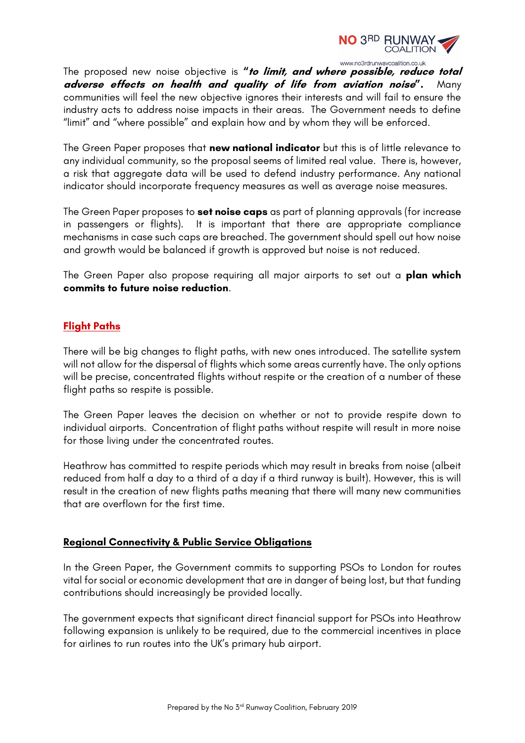The proposed new noise objective is ***"to limit, and where possible, reduce total adverse effects on health and quality of life from aviation noise".*** Many communities will feel the new objective ignores their interests and will fail to ensure the industry acts to address noise impacts in their areas. The Government needs to define "limit" and "where possible" and explain how and by whom they will be enforced.

The Green Paper proposes that **new national indicator** but this is of little relevance to any individual community, so the proposal seems of limited real value. There is, however, a risk that aggregate data will be used to defend industry performance. Any national indicator should incorporate frequency measures as well as average noise measures.

The Green Paper proposes to **set noise caps** as part of planning approvals (for increase in passengers or flights). It is important that there are appropriate compliance mechanisms in case such caps are breached. The government should spell out how noise and growth would be balanced if growth is approved but noise is not reduced.

The Green Paper also propose requiring all major airports to set out a **plan which commits to future noise reduction**.

## Flight Paths

There will be big changes to flight paths, with new ones introduced. The satellite system will not allow for the dispersal of flights which some areas currently have. The only options will be precise, concentrated flights without respite or the creation of a number of these flight paths so respite is possible.

The Green Paper leaves the decision on whether or not to provide respite down to individual airports. Concentration of flight paths without respite will result in more noise for those living under the concentrated routes.

Heathrow has committed to respite periods which may result in breaks from noise (albeit reduced from half a day to a third of a day if a third runway is built). However, this is will result in the creation of new flights paths meaning that there will many new communities that are overflown for the first time.

## Regional Connectivity & Public Service Obligations

In the Green Paper, the Government commits to supporting PSOs to London for routes vital for social or economic development that are in danger of being lost, but that funding contributions should increasingly be provided locally.

The government expects that significant direct financial support for PSOs into Heathrow following expansion is unlikely to be required, due to the commercial incentives in place for airlines to run routes into the UK's primary hub airport.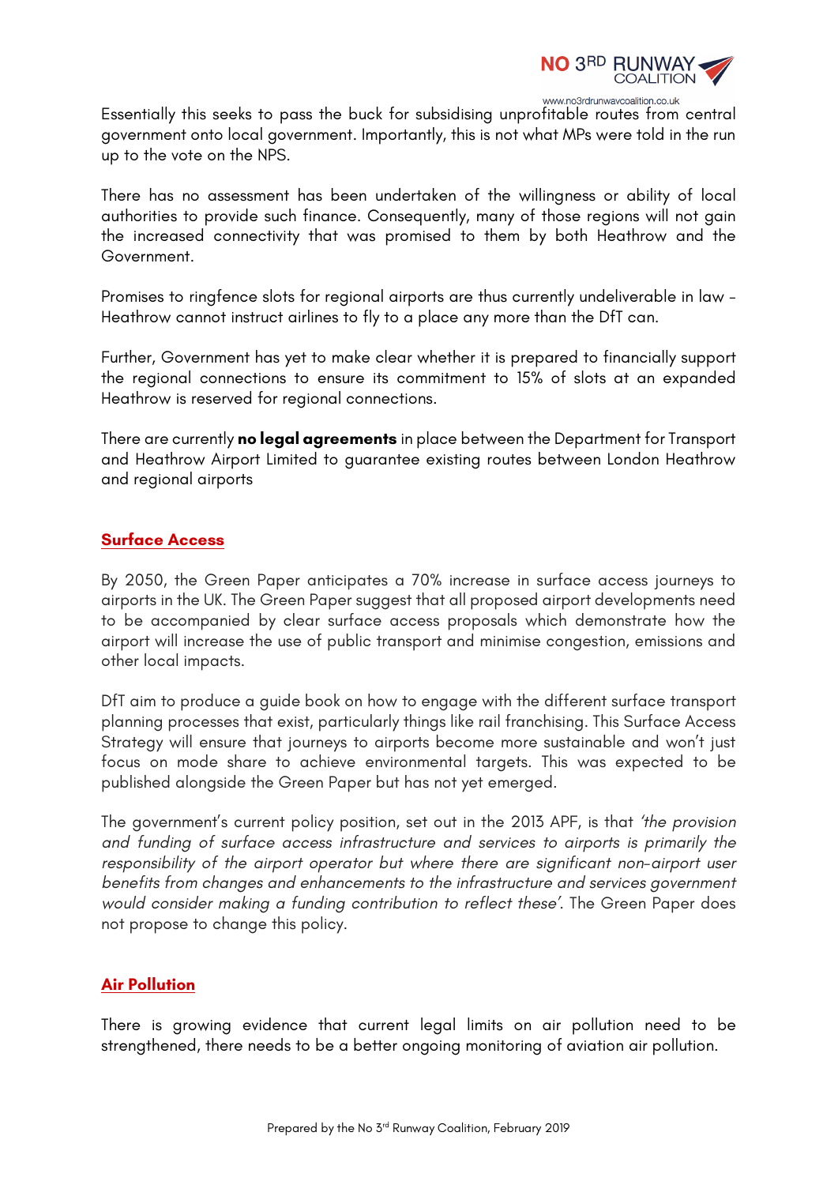Essentially this seeks to pass the buck for subsidising unprofitable routes from central government onto local government. Importantly, this is not what MPs were told in the run up to the vote on the NPS.

There has no assessment has been undertaken of the willingness or ability of local authorities to provide such finance. Consequently, many of those regions will not gain the increased connectivity that was promised to them by both Heathrow and the Government.

Promises to ringfence slots for regional airports are thus currently undeliverable in law - Heathrow cannot instruct airlines to fly to a place any more than the DfT can.

Further, Government has yet to make clear whether it is prepared to financially support the regional connections to ensure its commitment to 15% of slots at an expanded Heathrow is reserved for regional connections.

There are currently **no legal agreements** in place between the Department for Transport and Heathrow Airport Limited to guarantee existing routes between London Heathrow and regional airports

## Surface Access

By 2050, the Green Paper anticipates a 70% increase in surface access journeys to airports in the UK. The Green Paper suggest that all proposed airport developments need to be accompanied by clear surface access proposals which demonstrate how the airport will increase the use of public transport and minimise congestion, emissions and other local impacts.

DfT aim to produce a guide book on how to engage with the different surface transport planning processes that exist, particularly things like rail franchising. This Surface Access Strategy will ensure that journeys to airports become more sustainable and won't just focus on mode share to achieve environmental targets. This was expected to be published alongside the Green Paper but has not yet emerged.

The government's current policy position, set out in the 2013 APF, is that *'the provision and funding of surface access infrastructure and services to airports is primarily the responsibility of the airport operator but where there are significant non-airport user benefits from changes and enhancements to the infrastructure and services government would consider making a funding contribution to reflect these'*. The Green Paper does not propose to change this policy.

## Air Pollution

There is growing evidence that current legal limits on air pollution need to be strengthened, there needs to be a better ongoing monitoring of aviation air pollution.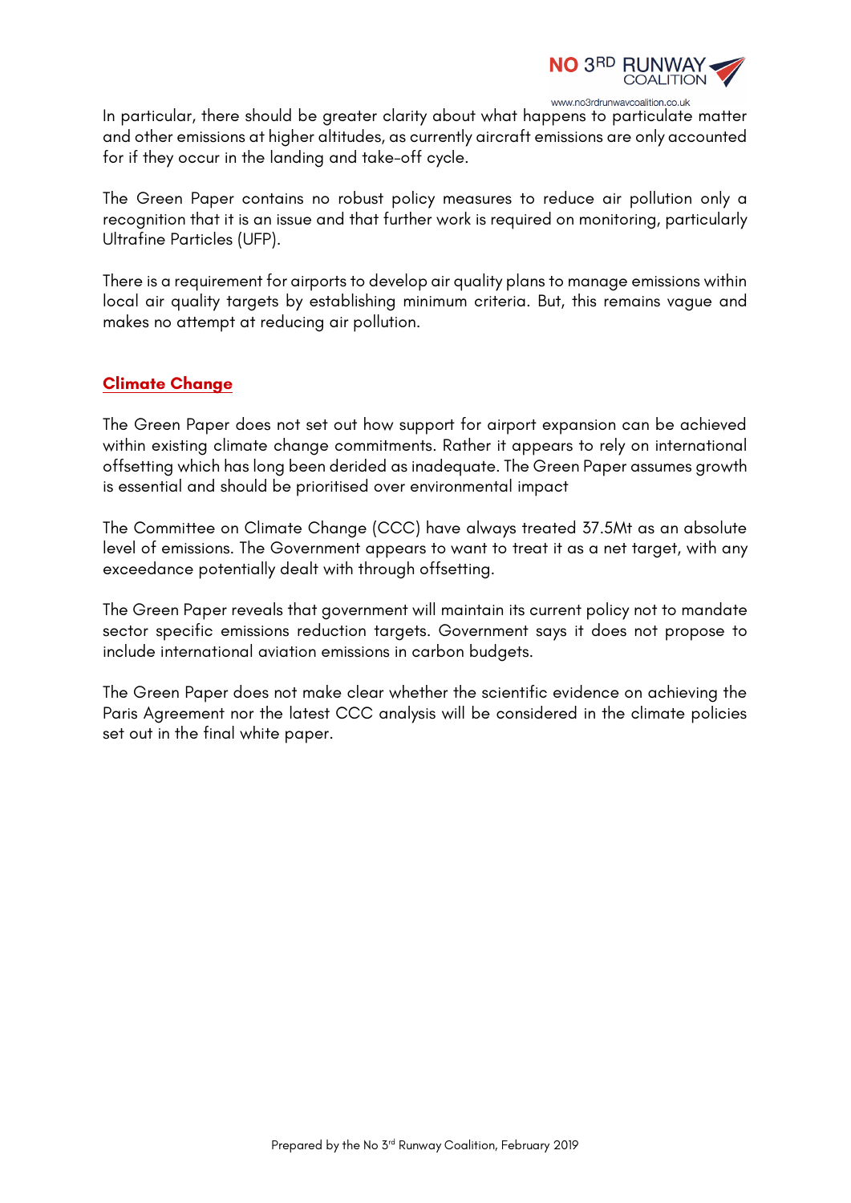In particular, there should be greater clarity about what happens to particulate matter and other emissions at higher altitudes, as currently aircraft emissions are only accounted for if they occur in the landing and take-off cycle.

The Green Paper contains no robust policy measures to reduce air pollution only a recognition that it is an issue and that further work is required on monitoring, particularly Ultrafine Particles (UFP).

There is a requirement for airports to develop air quality plans to manage emissions within local air quality targets by establishing minimum criteria. But, this remains vague and makes no attempt at reducing air pollution.

## Climate Change

The Green Paper does not set out how support for airport expansion can be achieved within existing climate change commitments. Rather it appears to rely on international offsetting which has long been derided as inadequate. The Green Paper assumes growth is essential and should be prioritised over environmental impact

The Committee on Climate Change (CCC) have always treated 37.5Mt as an absolute level of emissions. The Government appears to want to treat it as a net target, with any exceedance potentially dealt with through offsetting.

The Green Paper reveals that government will maintain its current policy not to mandate sector specific emissions reduction targets. Government says it does not propose to include international aviation emissions in carbon budgets.

The Green Paper does not make clear whether the scientific evidence on achieving the Paris Agreement nor the latest CCC analysis will be considered in the climate policies set out in the final white paper.